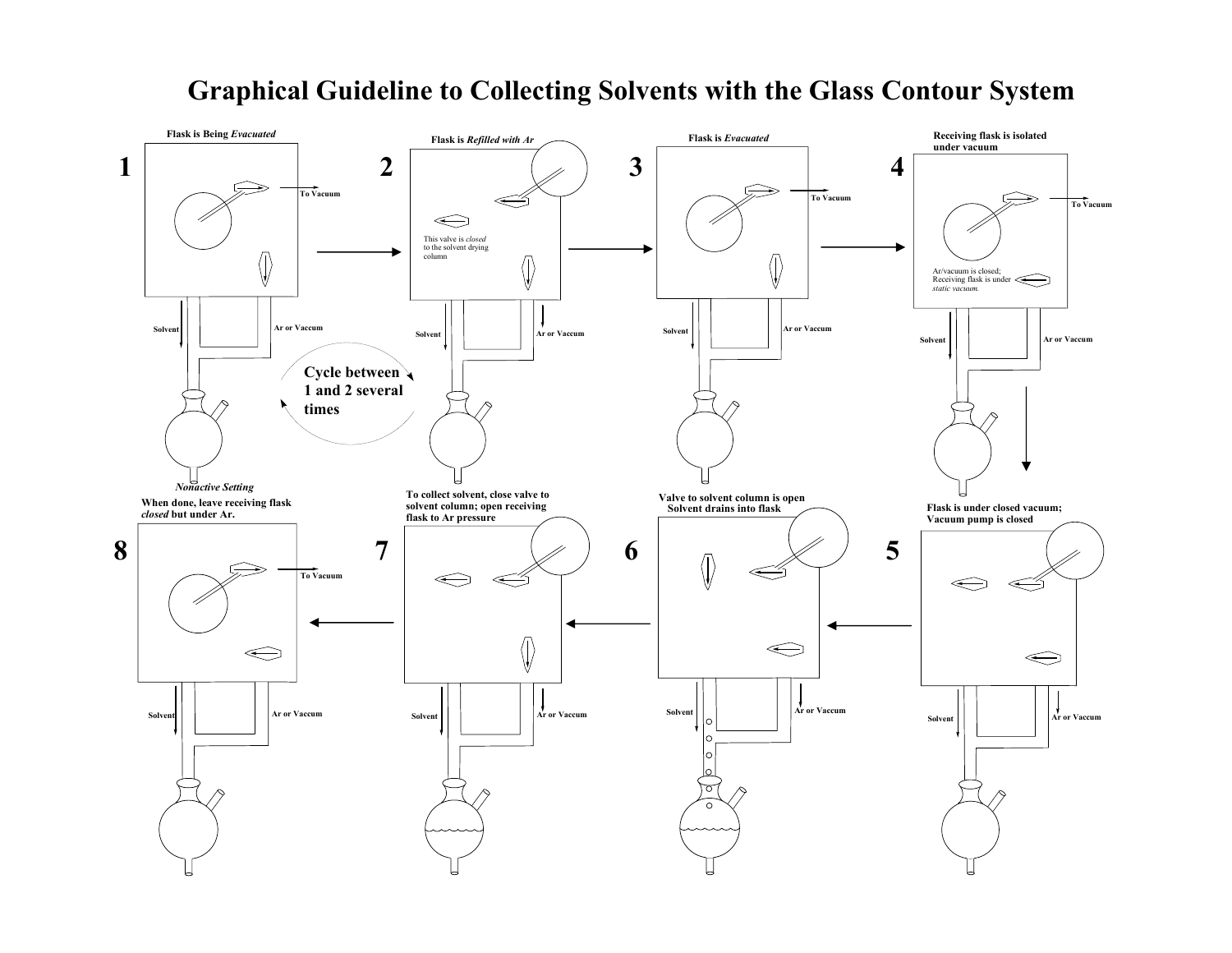# Graphical Guideline to Collecting Solvents with the Glass Contour System

**1**

**Flask is Being *Evacuated***

To Vacuum

Solvent

Ar or Vaccum

**Cycle between 1 and 2 several times**

***Nonactive Setting***

**2**

**Flask is *Refilled with Ar***

This valve is *closed* to the solvent drying column

Solvent

Ar or Vaccum

**3**

**Flask is *Evacuated***

To Vacuum

Solvent

Ar or Vaccum

**4**

**Receiving flask is isolated under vacuum**

To Vacuum

Ar/vacuum is closed; Receiving flask is under *static vacuum.*

Solvent

Ar or Vaccum

**5**

**Flask is under closed vacuum; Vacuum pump is closed**

Solvent

Ar or Vaccum

**6**

**Valve to solvent column is open Solvent drains into flask**

Solvent

Ar or Vaccum

**7**

**To collect solvent, close valve to solvent column; open receiving flask to Ar pressure**

Solvent

Ar or Vaccum

**8**

**When done, leave receiving flask *closed* but under Ar.**

To Vacuum

Solvent

Ar or Vaccum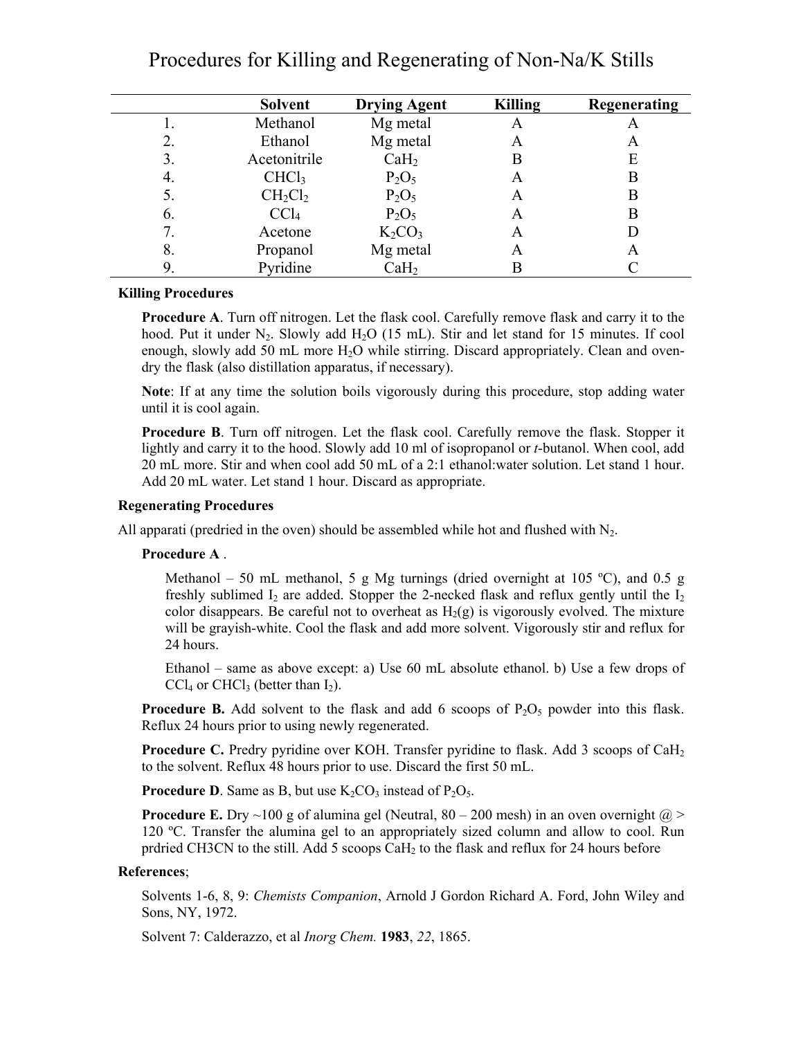# Procedures for Killing and Regenerating of Non-Na/K Stills

| | Solvent | Drying Agent | Killing | Regenerating |
|---|---|---|---|---|
| 1. | Methanol | Mg metal | A | A |
| 2. | Ethanol | Mg metal | A | A |
| 3. | Acetonitrile | $CaH_2$ | B | E |
| 4. | $CHCl_3$ | $P_2O_5$ | A | B |
| 5. | $CH_2Cl_2$ | $P_2O_5$ | A | B |
| 6. | $CCl_4$ | $P_2O_5$ | A | B |
| 7. | Acetone | $K_2CO_3$ | A | D |
| 8. | Propanol | Mg metal | A | A |
| 9. | Pyridine | $CaH_2$ | B | C |

**Killing Procedures**

**Procedure A**. Turn off nitrogen. Let the flask cool. Carefully remove flask and carry it to the hood. Put it under $N_2$. Slowly add $H_2O$ (15 mL). Stir and let stand for 15 minutes. If cool enough, slowly add 50 mL more $H_2O$ while stirring. Discard appropriately. Clean and oven-dry the flask (also distillation apparatus, if necessary).

**Note**: If at any time the solution boils vigorously during this procedure, stop adding water until it is cool again.

**Procedure B**. Turn off nitrogen. Let the flask cool. Carefully remove the flask. Stopper it lightly and carry it to the hood. Slowly add 10 ml of isopropanol or *t*-butanol. When cool, add 20 mL more. Stir and when cool add 50 mL of a 2:1 ethanol:water solution. Let stand 1 hour. Add 20 mL water. Let stand 1 hour. Discard as appropriate.

**Regenerating Procedures**

All apparati (predried in the oven) should be assembled while hot and flushed with $N_2$.

**Procedure A** .

Methanol – 50 mL methanol, 5 g Mg turnings (dried overnight at 105 ºC), and 0.5 g freshly sublimed $I_2$ are added. Stopper the 2-necked flask and reflux gently until the $I_2$ color disappears. Be careful not to overheat as $H_2(g)$ is vigorously evolved. The mixture will be grayish-white. Cool the flask and add more solvent. Vigorously stir and reflux for 24 hours.

Ethanol – same as above except: a) Use 60 mL absolute ethanol. b) Use a few drops of $CCl_4$ or $CHCl_3$ (better than $I_2$).

**Procedure B.** Add solvent to the flask and add 6 scoops of $P_2O_5$ powder into this flask. Reflux 24 hours prior to using newly regenerated.

**Procedure C.** Predry pyridine over KOH. Transfer pyridine to flask. Add 3 scoops of $CaH_2$ to the solvent. Reflux 48 hours prior to use. Discard the first 50 mL.

**Procedure D**. Same as B, but use $K_2CO_3$ instead of $P_2O_5$.

**Procedure E.** Dry ~100 g of alumina gel (Neutral, 80 – 200 mesh) in an oven overnight @ > 120 ºC. Transfer the alumina gel to an appropriately sized column and allow to cool. Run prdried CH3CN to the still. Add 5 scoops $CaH_2$ to the flask and reflux for 24 hours before

**References**;

Solvents 1-6, 8, 9: *Chemists Companion*, Arnold J Gordon Richard A. Ford, John Wiley and Sons, NY, 1972.

Solvent 7: Calderazzo, et al *Inorg Chem.* **1983**, *22*, 1865.